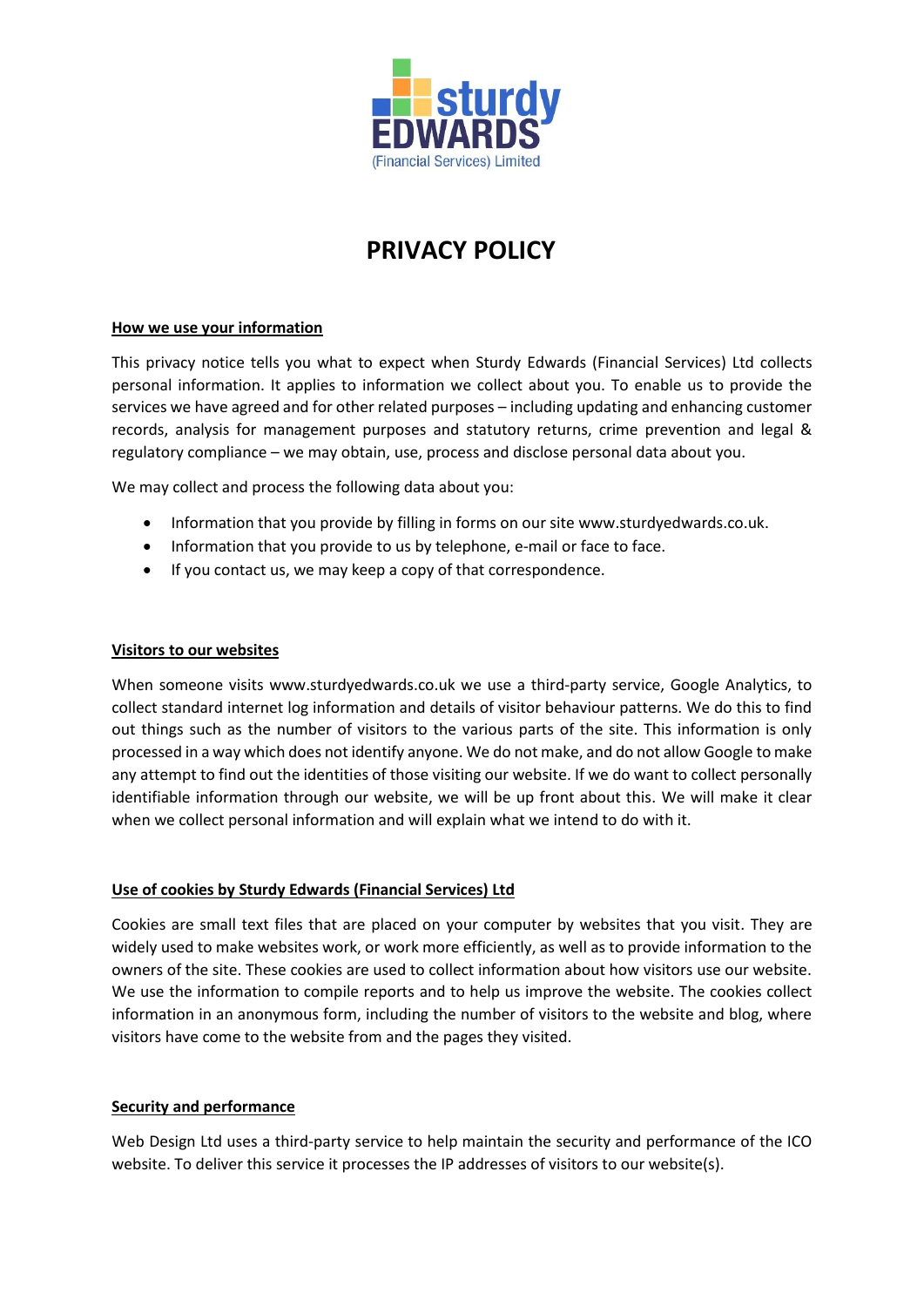# PRIVACY POLICY

## How we use your information

This privacy notice tells you what to expect when Sturdy Edwards (Financial Services) Ltd collects personal information. It applies to information we collect about you. To enable us to provide the services we have agreed and for other related purposes – including updating and enhancing customer records, analysis for management purposes and statutory returns, crime prevention and legal & regulatory compliance – we may obtain, use, process and disclose personal data about you.

We may collect and process the following data about you:

- Information that you provide by filling in forms on our site www.sturdyedwards.co.uk.
- Information that you provide to us by telephone, e-mail or face to face.
- If you contact us, we may keep a copy of that correspondence.

## Visitors to our websites

When someone visits www.sturdyedwards.co.uk we use a third-party service, Google Analytics, to collect standard internet log information and details of visitor behaviour patterns. We do this to find out things such as the number of visitors to the various parts of the site. This information is only processed in a way which does not identify anyone. We do not make, and do not allow Google to make any attempt to find out the identities of those visiting our website. If we do want to collect personally identifiable information through our website, we will be up front about this. We will make it clear when we collect personal information and will explain what we intend to do with it.

## Use of cookies by Sturdy Edwards (Financial Services) Ltd

Cookies are small text files that are placed on your computer by websites that you visit. They are widely used to make websites work, or work more efficiently, as well as to provide information to the owners of the site. These cookies are used to collect information about how visitors use our website. We use the information to compile reports and to help us improve the website. The cookies collect information in an anonymous form, including the number of visitors to the website and blog, where visitors have come to the website from and the pages they visited.

## Security and performance

Web Design Ltd uses a third-party service to help maintain the security and performance of the ICO website. To deliver this service it processes the IP addresses of visitors to our website(s).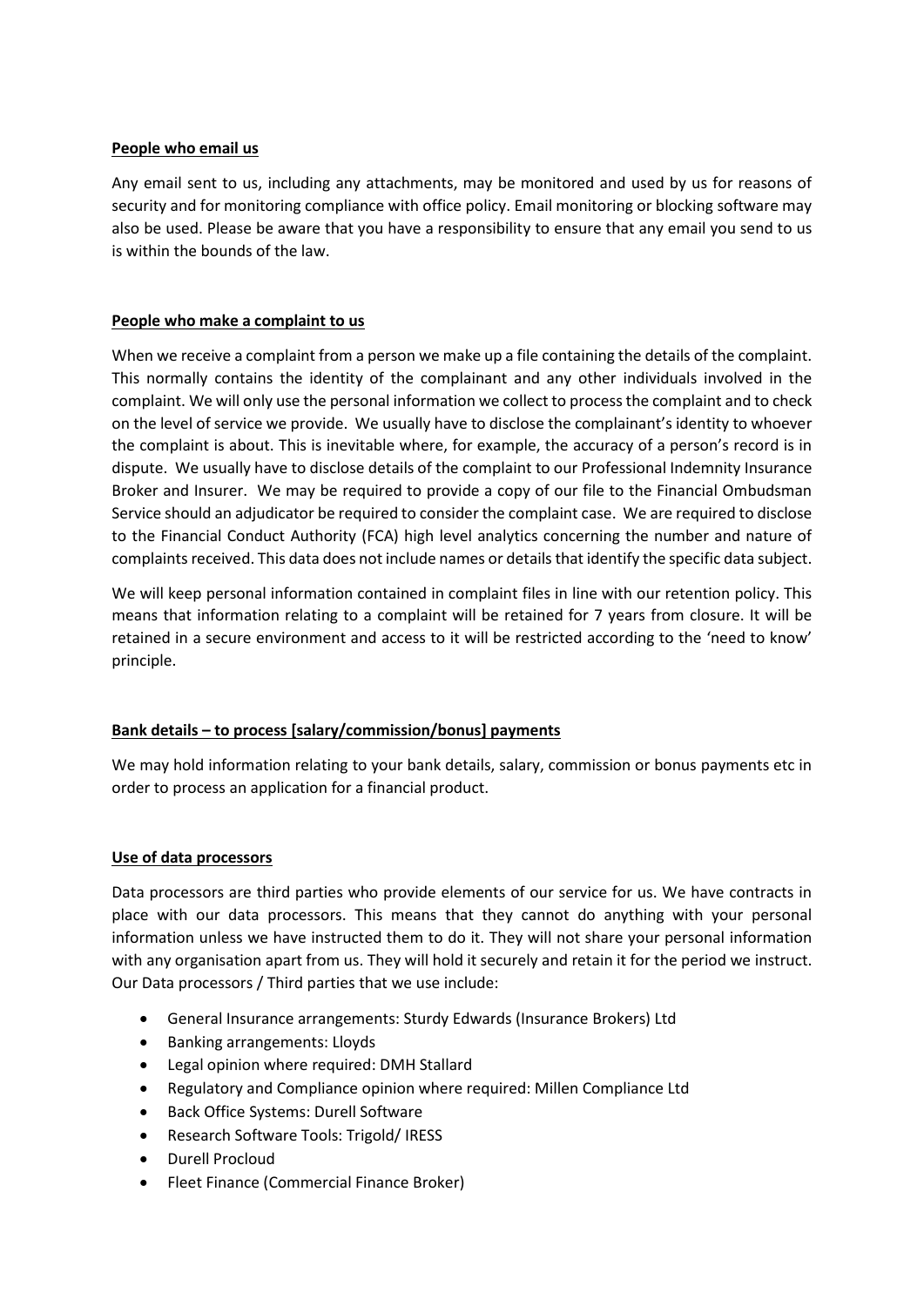**People who email us**

Any email sent to us, including any attachments, may be monitored and used by us for reasons of security and for monitoring compliance with office policy. Email monitoring or blocking software may also be used. Please be aware that you have a responsibility to ensure that any email you send to us is within the bounds of the law.

**People who make a complaint to us**

When we receive a complaint from a person we make up a file containing the details of the complaint. This normally contains the identity of the complainant and any other individuals involved in the complaint. We will only use the personal information we collect to process the complaint and to check on the level of service we provide. We usually have to disclose the complainant's identity to whoever the complaint is about. This is inevitable where, for example, the accuracy of a person's record is in dispute. We usually have to disclose details of the complaint to our Professional Indemnity Insurance Broker and Insurer. We may be required to provide a copy of our file to the Financial Ombudsman Service should an adjudicator be required to consider the complaint case. We are required to disclose to the Financial Conduct Authority (FCA) high level analytics concerning the number and nature of complaints received. This data does not include names or details that identify the specific data subject.

We will keep personal information contained in complaint files in line with our retention policy. This means that information relating to a complaint will be retained for 7 years from closure. It will be retained in a secure environment and access to it will be restricted according to the 'need to know' principle.

**Bank details – to process [salary/commission/bonus] payments**

We may hold information relating to your bank details, salary, commission or bonus payments etc in order to process an application for a financial product.

**Use of data processors**

Data processors are third parties who provide elements of our service for us. We have contracts in place with our data processors. This means that they cannot do anything with your personal information unless we have instructed them to do it. They will not share your personal information with any organisation apart from us. They will hold it securely and retain it for the period we instruct. Our Data processors / Third parties that we use include:

- General Insurance arrangements: Sturdy Edwards (Insurance Brokers) Ltd
- Banking arrangements: Lloyds
- Legal opinion where required: DMH Stallard
- Regulatory and Compliance opinion where required: Millen Compliance Ltd
- Back Office Systems: Durell Software
- Research Software Tools: Trigold/ IRESS
- Durell Procloud
- Fleet Finance (Commercial Finance Broker)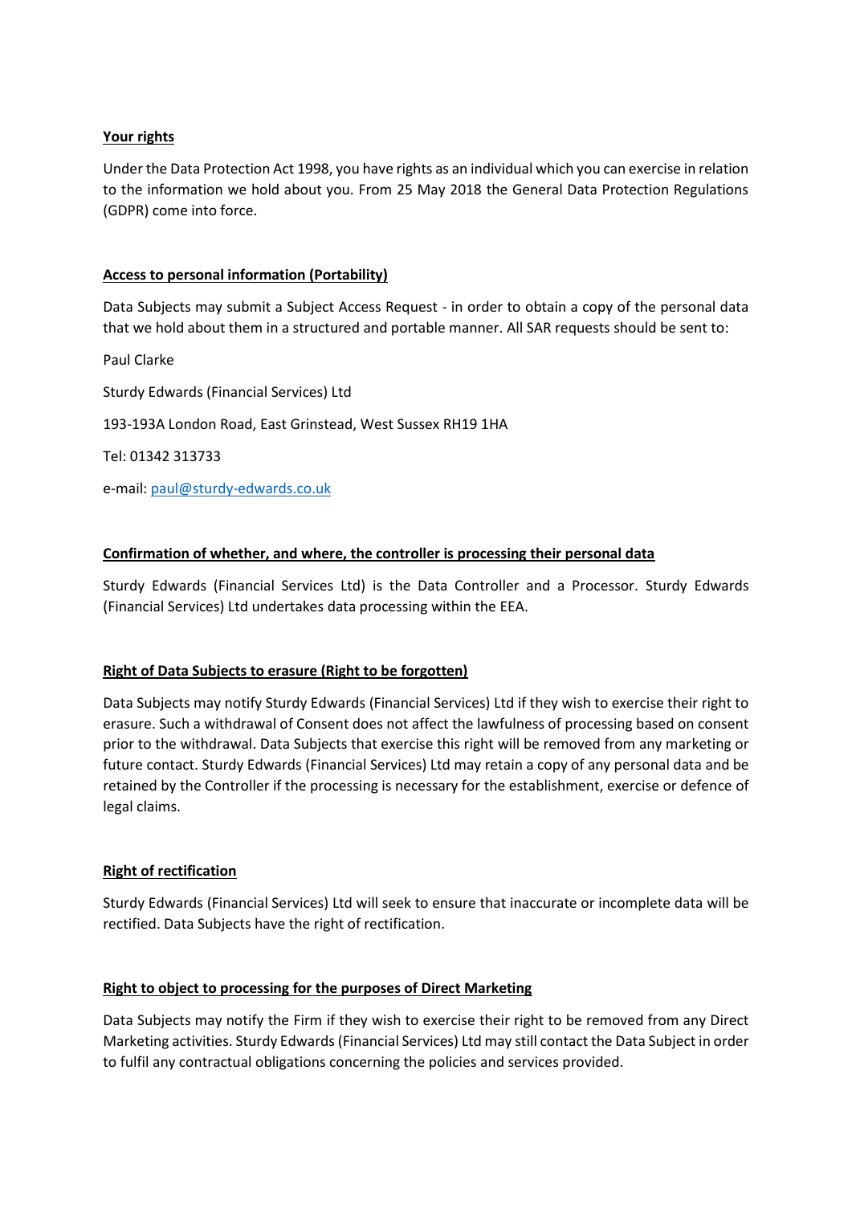**Your rights**

Under the Data Protection Act 1998, you have rights as an individual which you can exercise in relation to the information we hold about you. From 25 May 2018 the General Data Protection Regulations (GDPR) come into force.

**Access to personal information (Portability)**

Data Subjects may submit a Subject Access Request - in order to obtain a copy of the personal data that we hold about them in a structured and portable manner. All SAR requests should be sent to:

Paul Clarke

Sturdy Edwards (Financial Services) Ltd

193-193A London Road, East Grinstead, West Sussex RH19 1HA

Tel: 01342 313733

e-mail: paul@sturdy-edwards.co.uk

**Confirmation of whether, and where, the controller is processing their personal data**

Sturdy Edwards (Financial Services Ltd) is the Data Controller and a Processor. Sturdy Edwards (Financial Services) Ltd undertakes data processing within the EEA.

**Right of Data Subjects to erasure (Right to be forgotten)**

Data Subjects may notify Sturdy Edwards (Financial Services) Ltd if they wish to exercise their right to erasure. Such a withdrawal of Consent does not affect the lawfulness of processing based on consent prior to the withdrawal. Data Subjects that exercise this right will be removed from any marketing or future contact. Sturdy Edwards (Financial Services) Ltd may retain a copy of any personal data and be retained by the Controller if the processing is necessary for the establishment, exercise or defence of legal claims.

**Right of rectification**

Sturdy Edwards (Financial Services) Ltd will seek to ensure that inaccurate or incomplete data will be rectified. Data Subjects have the right of rectification.

**Right to object to processing for the purposes of Direct Marketing**

Data Subjects may notify the Firm if they wish to exercise their right to be removed from any Direct Marketing activities. Sturdy Edwards (Financial Services) Ltd may still contact the Data Subject in order to fulfil any contractual obligations concerning the policies and services provided.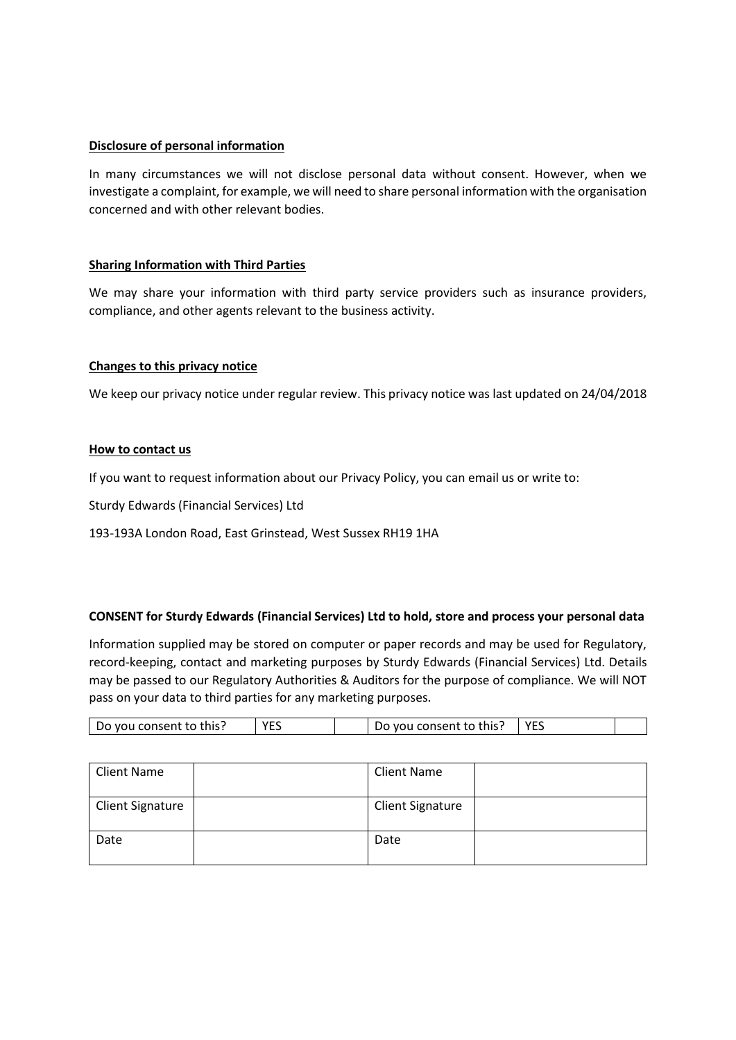**Disclosure of personal information**

In many circumstances we will not disclose personal data without consent. However, when we investigate a complaint, for example, we will need to share personal information with the organisation concerned and with other relevant bodies.

**Sharing Information with Third Parties**

We may share your information with third party service providers such as insurance providers, compliance, and other agents relevant to the business activity.

**Changes to this privacy notice**

We keep our privacy notice under regular review. This privacy notice was last updated on 24/04/2018

**How to contact us**

If you want to request information about our Privacy Policy, you can email us or write to:

Sturdy Edwards (Financial Services) Ltd

193-193A London Road, East Grinstead, West Sussex RH19 1HA

**CONSENT for Sturdy Edwards (Financial Services) Ltd to hold, store and process your personal data**

Information supplied may be stored on computer or paper records and may be used for Regulatory, record-keeping, contact and marketing purposes by Sturdy Edwards (Financial Services) Ltd. Details may be passed to our Regulatory Authorities & Auditors for the purpose of compliance. We will NOT pass on your data to third parties for any marketing purposes.

| Do you consent to this? | YES | | Do you consent to this? | YES | |
|---|---|---|---|---|---|

| Client Name | | Client Name | |
|---|---|---|---|
| Client Signature | | Client Signature | |
| Date | | Date | |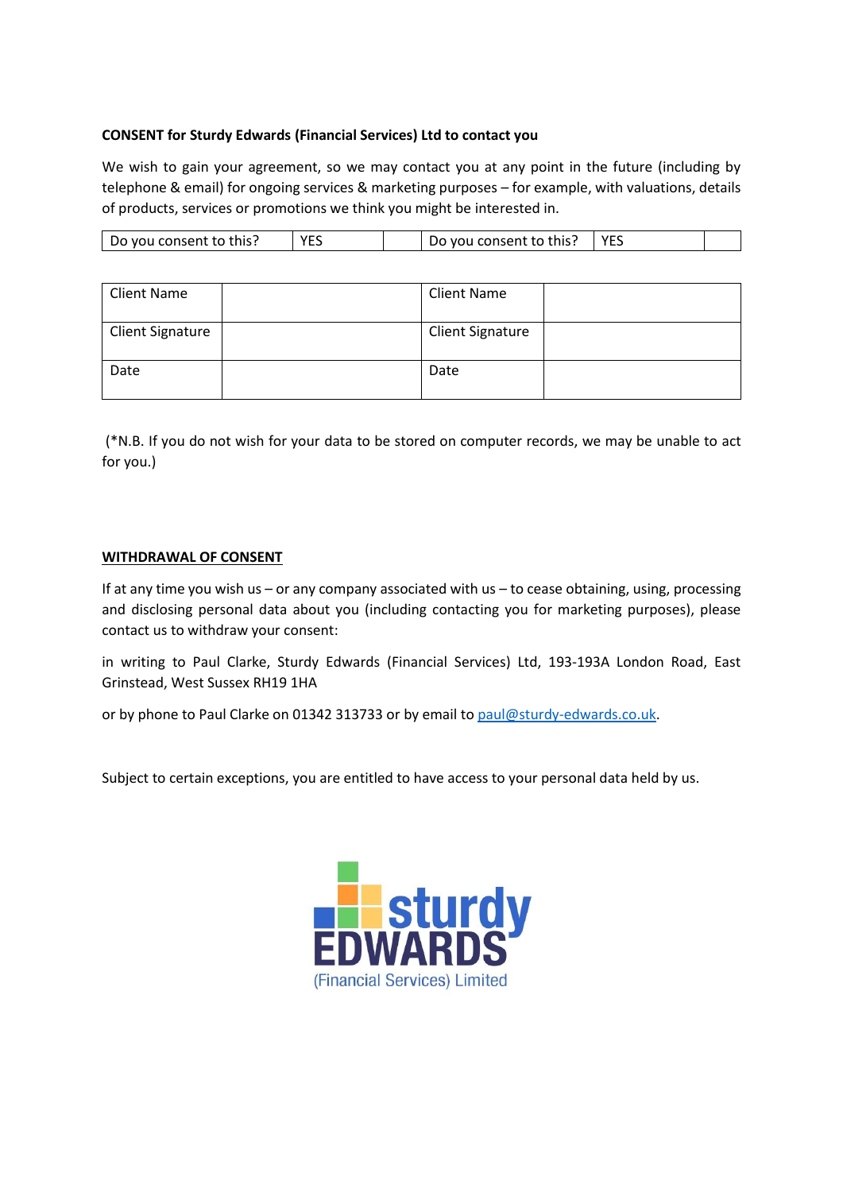**CONSENT for Sturdy Edwards (Financial Services) Ltd to contact you**

We wish to gain your agreement, so we may contact you at any point in the future (including by telephone & email) for ongoing services & marketing purposes – for example, with valuations, details of products, services or promotions we think you might be interested in.

| | | | | | |
|---|---|---|---|---|---|
| Do you consent to this? | YES | | Do you consent to this? | YES | |

| | | | |
|---|---|---|---|
| Client Name | | Client Name | |
| Client Signature | | Client Signature | |
| Date | | Date | |

(*N.B. If you do not wish for your data to be stored on computer records, we may be unable to act for you.)

**WITHDRAWAL OF CONSENT**

If at any time you wish us – or any company associated with us – to cease obtaining, using, processing and disclosing personal data about you (including contacting you for marketing purposes), please contact us to withdraw your consent:

in writing to Paul Clarke, Sturdy Edwards (Financial Services) Ltd, 193-193A London Road, East Grinstead, West Sussex RH19 1HA

or by phone to Paul Clarke on 01342 313733 or by email to paul@sturdy-edwards.co.uk.

Subject to certain exceptions, you are entitled to have access to your personal data held by us.

sturdy EDWARDS (Financial Services) Limited